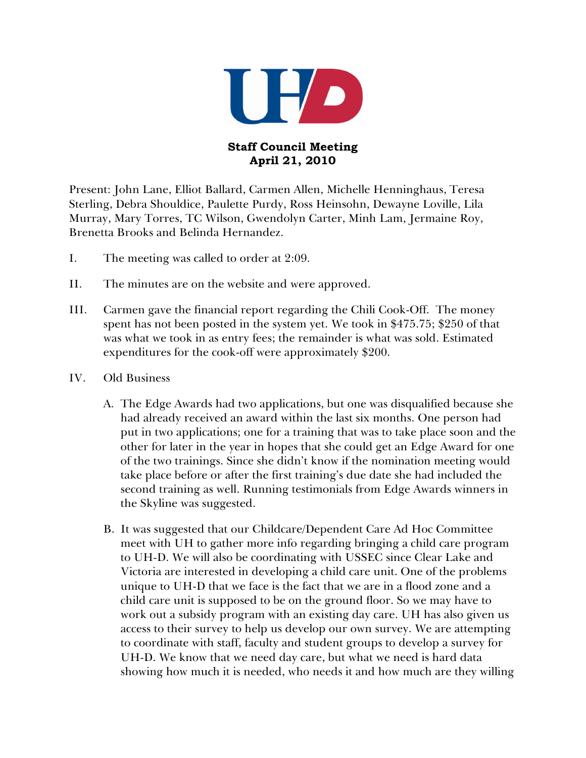UHD

**Staff Council Meeting**
**April 21, 2010**

Present: John Lane, Elliot Ballard, Carmen Allen, Michelle Henninghaus, Teresa Sterling, Debra Shouldice, Paulette Purdy, Ross Heinsohn, Dewayne Loville, Lila Murray, Mary Torres, TC Wilson, Gwendolyn Carter, Minh Lam, Jermaine Roy, Brenetta Brooks and Belinda Hernandez.

I. The meeting was called to order at 2:09.

II. The minutes are on the website and were approved.

III. Carmen gave the financial report regarding the Chili Cook-Off. The money spent has not been posted in the system yet. We took in $475.75; $250 of that was what we took in as entry fees; the remainder is what was sold. Estimated expenditures for the cook-off were approximately $200.

IV. Old Business

   A. The Edge Awards had two applications, but one was disqualified because she had already received an award within the last six months. One person had put in two applications; one for a training that was to take place soon and the other for later in the year in hopes that she could get an Edge Award for one of the two trainings. Since she didn't know if the nomination meeting would take place before or after the first training's due date she had included the second training as well. Running testimonials from Edge Awards winners in the Skyline was suggested.

   B. It was suggested that our Childcare/Dependent Care Ad Hoc Committee meet with UH to gather more info regarding bringing a child care program to UH-D. We will also be coordinating with USSEC since Clear Lake and Victoria are interested in developing a child care unit. One of the problems unique to UH-D that we face is the fact that we are in a flood zone and a child care unit is supposed to be on the ground floor. So we may have to work out a subsidy program with an existing day care. UH has also given us access to their survey to help us develop our own survey. We are attempting to coordinate with staff, faculty and student groups to develop a survey for UH-D. We know that we need day care, but what we need is hard data showing how much it is needed, who needs it and how much are they willing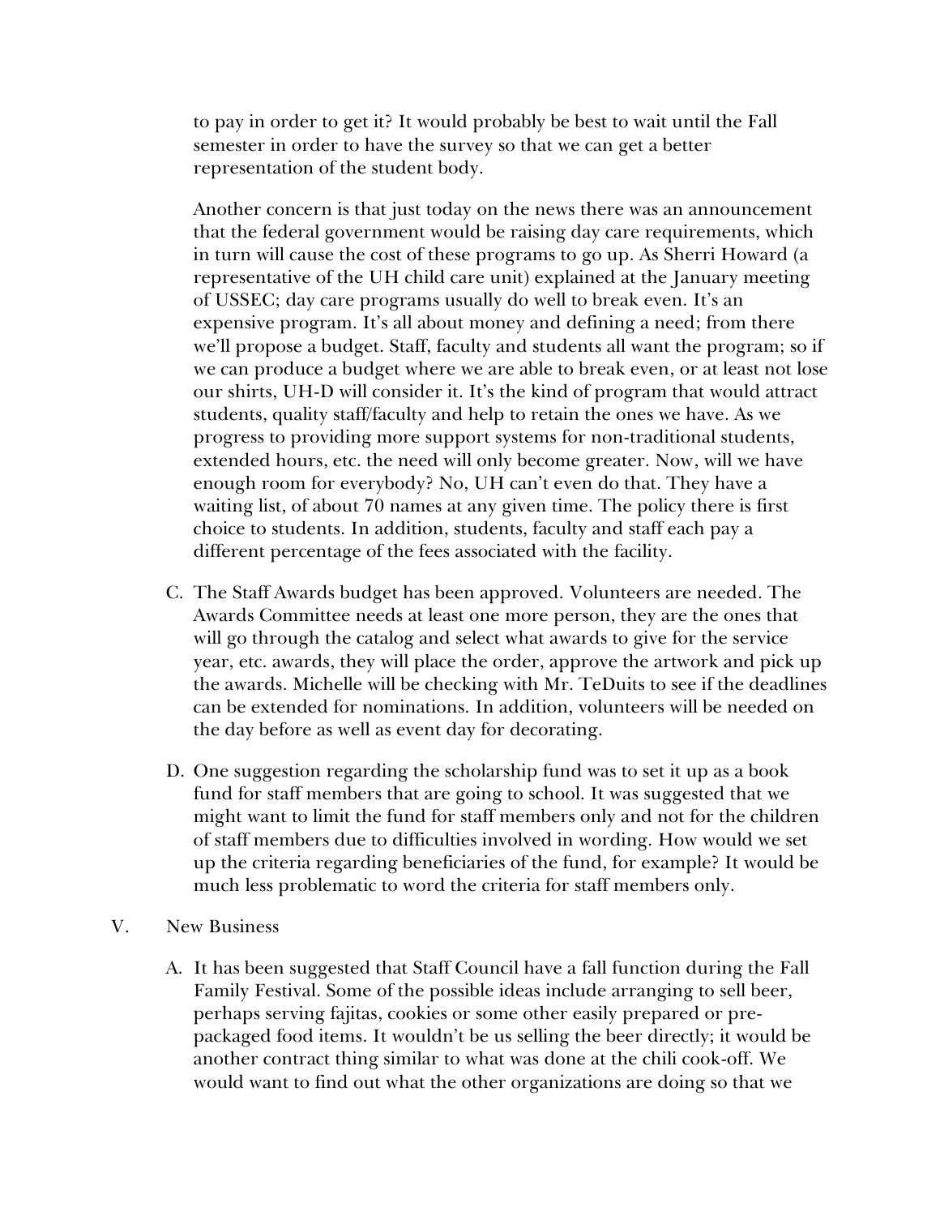to pay in order to get it? It would probably be best to wait until the Fall semester in order to have the survey so that we can get a better representation of the student body.

Another concern is that just today on the news there was an announcement that the federal government would be raising day care requirements, which in turn will cause the cost of these programs to go up. As Sherri Howard (a representative of the UH child care unit) explained at the January meeting of USSEC; day care programs usually do well to break even. It's an expensive program. It's all about money and defining a need; from there we'll propose a budget. Staff, faculty and students all want the program; so if we can produce a budget where we are able to break even, or at least not lose our shirts, UH-D will consider it. It's the kind of program that would attract students, quality staff/faculty and help to retain the ones we have. As we progress to providing more support systems for non-traditional students, extended hours, etc. the need will only become greater. Now, will we have enough room for everybody? No, UH can't even do that. They have a waiting list, of about 70 names at any given time. The policy there is first choice to students. In addition, students, faculty and staff each pay a different percentage of the fees associated with the facility.

C. The Staff Awards budget has been approved. Volunteers are needed. The Awards Committee needs at least one more person, they are the ones that will go through the catalog and select what awards to give for the service year, etc. awards, they will place the order, approve the artwork and pick up the awards. Michelle will be checking with Mr. TeDuits to see if the deadlines can be extended for nominations. In addition, volunteers will be needed on the day before as well as event day for decorating.

D. One suggestion regarding the scholarship fund was to set it up as a book fund for staff members that are going to school. It was suggested that we might want to limit the fund for staff members only and not for the children of staff members due to difficulties involved in wording. How would we set up the criteria regarding beneficiaries of the fund, for example? It would be much less problematic to word the criteria for staff members only.

V. New Business

A. It has been suggested that Staff Council have a fall function during the Fall Family Festival. Some of the possible ideas include arranging to sell beer, perhaps serving fajitas, cookies or some other easily prepared or pre-packaged food items. It wouldn't be us selling the beer directly; it would be another contract thing similar to what was done at the chili cook-off. We would want to find out what the other organizations are doing so that we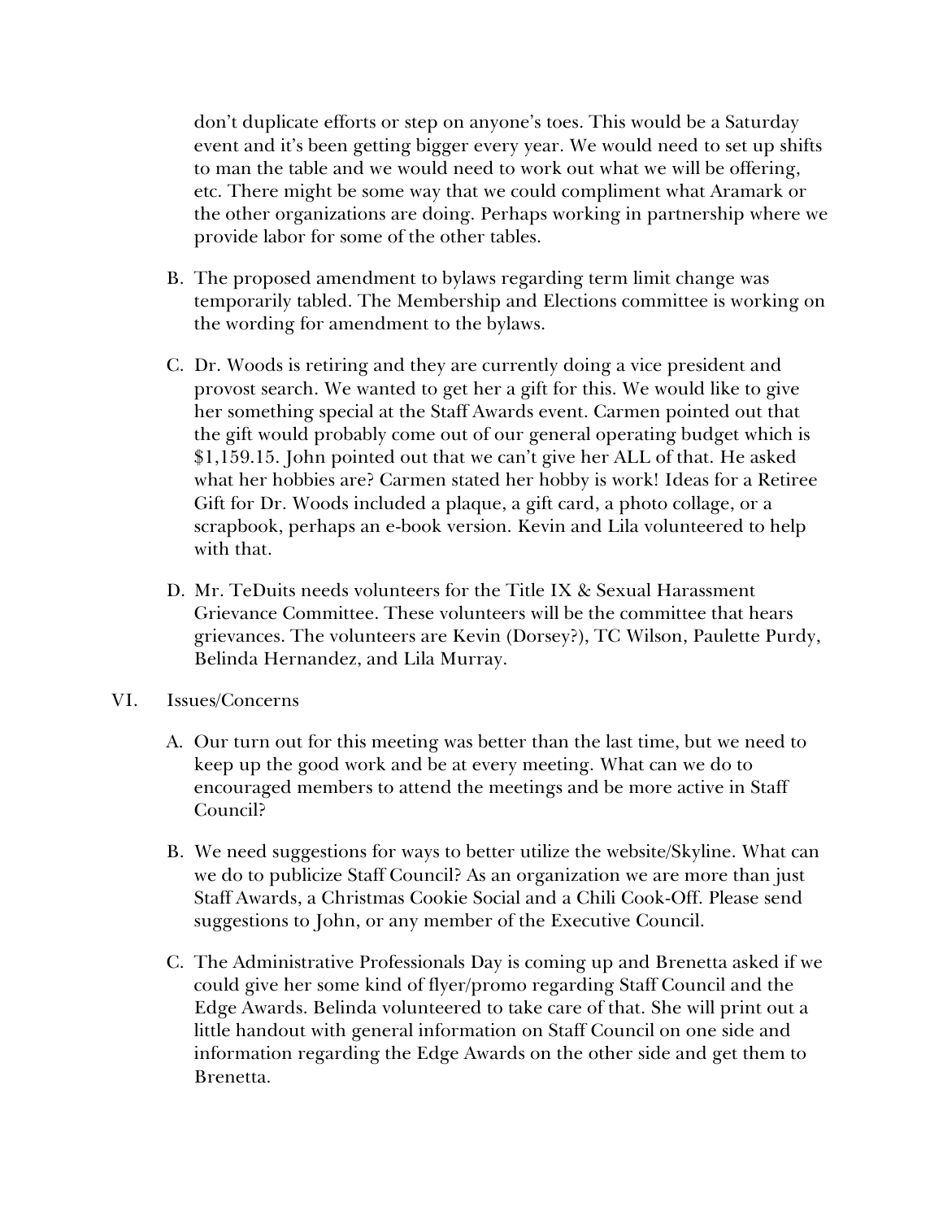don't duplicate efforts or step on anyone's toes. This would be a Saturday event and it's been getting bigger every year. We would need to set up shifts to man the table and we would need to work out what we will be offering, etc. There might be some way that we could compliment what Aramark or the other organizations are doing. Perhaps working in partnership where we provide labor for some of the other tables.

B. The proposed amendment to bylaws regarding term limit change was temporarily tabled. The Membership and Elections committee is working on the wording for amendment to the bylaws.

C. Dr. Woods is retiring and they are currently doing a vice president and provost search. We wanted to get her a gift for this. We would like to give her something special at the Staff Awards event. Carmen pointed out that the gift would probably come out of our general operating budget which is $1,159.15. John pointed out that we can't give her ALL of that. He asked what her hobbies are? Carmen stated her hobby is work! Ideas for a Retiree Gift for Dr. Woods included a plaque, a gift card, a photo collage, or a scrapbook, perhaps an e-book version. Kevin and Lila volunteered to help with that.

D. Mr. TeDuits needs volunteers for the Title IX & Sexual Harassment Grievance Committee. These volunteers will be the committee that hears grievances. The volunteers are Kevin (Dorsey?), TC Wilson, Paulette Purdy, Belinda Hernandez, and Lila Murray.

VI. Issues/Concerns

A. Our turn out for this meeting was better than the last time, but we need to keep up the good work and be at every meeting. What can we do to encouraged members to attend the meetings and be more active in Staff Council?

B. We need suggestions for ways to better utilize the website/Skyline. What can we do to publicize Staff Council? As an organization we are more than just Staff Awards, a Christmas Cookie Social and a Chili Cook-Off. Please send suggestions to John, or any member of the Executive Council.

C. The Administrative Professionals Day is coming up and Brenetta asked if we could give her some kind of flyer/promo regarding Staff Council and the Edge Awards. Belinda volunteered to take care of that. She will print out a little handout with general information on Staff Council on one side and information regarding the Edge Awards on the other side and get them to Brenetta.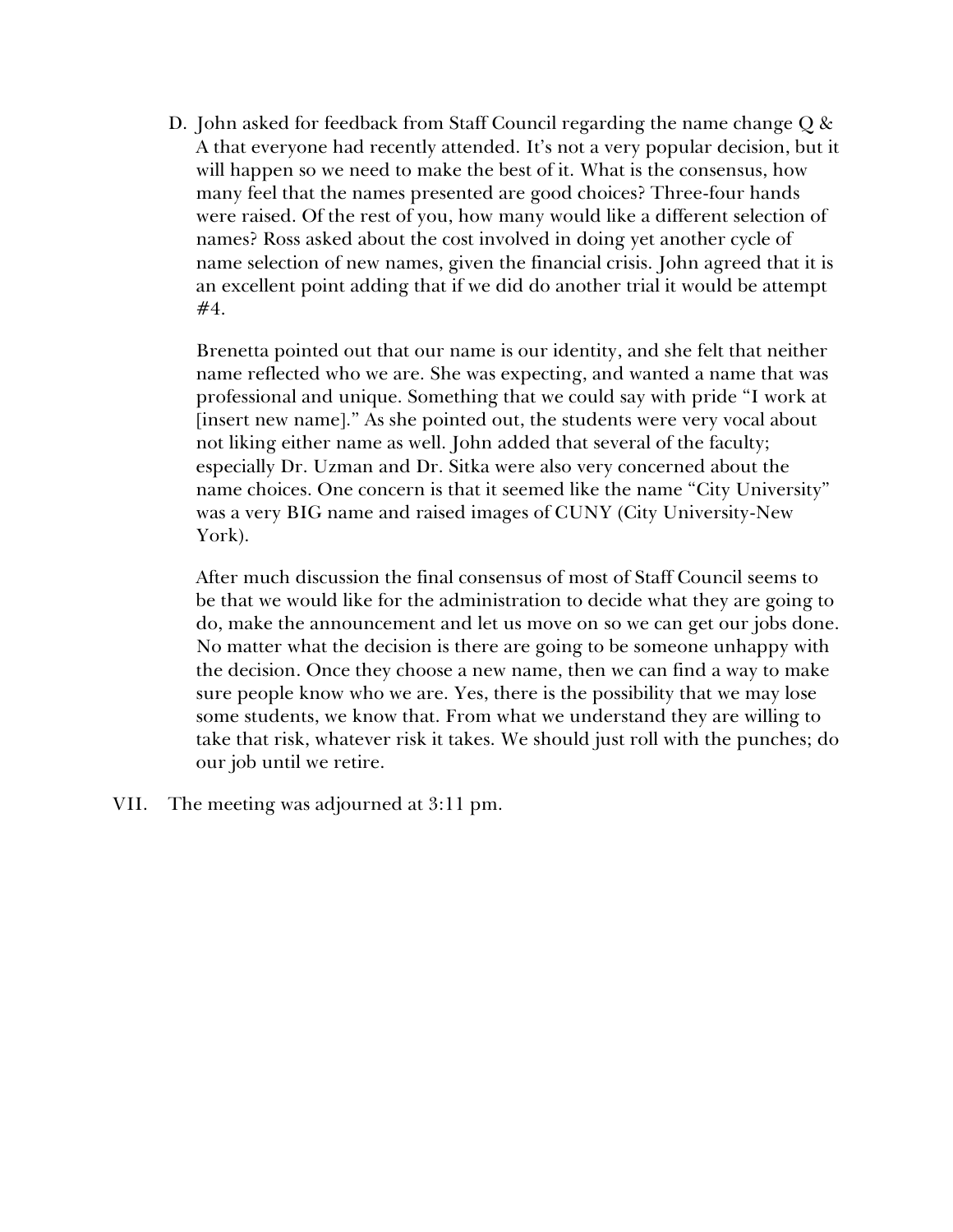D. John asked for feedback from Staff Council regarding the name change Q & A that everyone had recently attended. It's not a very popular decision, but it will happen so we need to make the best of it. What is the consensus, how many feel that the names presented are good choices? Three-four hands were raised. Of the rest of you, how many would like a different selection of names? Ross asked about the cost involved in doing yet another cycle of name selection of new names, given the financial crisis. John agreed that it is an excellent point adding that if we did do another trial it would be attempt #4.

   Brenetta pointed out that our name is our identity, and she felt that neither name reflected who we are. She was expecting, and wanted a name that was professional and unique. Something that we could say with pride "I work at [insert new name]." As she pointed out, the students were very vocal about not liking either name as well. John added that several of the faculty; especially Dr. Uzman and Dr. Sitka were also very concerned about the name choices. One concern is that it seemed like the name "City University" was a very BIG name and raised images of CUNY (City University-New York).

   After much discussion the final consensus of most of Staff Council seems to be that we would like for the administration to decide what they are going to do, make the announcement and let us move on so we can get our jobs done. No matter what the decision is there are going to be someone unhappy with the decision. Once they choose a new name, then we can find a way to make sure people know who we are. Yes, there is the possibility that we may lose some students, we know that. From what we understand they are willing to take that risk, whatever risk it takes. We should just roll with the punches; do our job until we retire.

VII. The meeting was adjourned at 3:11 pm.